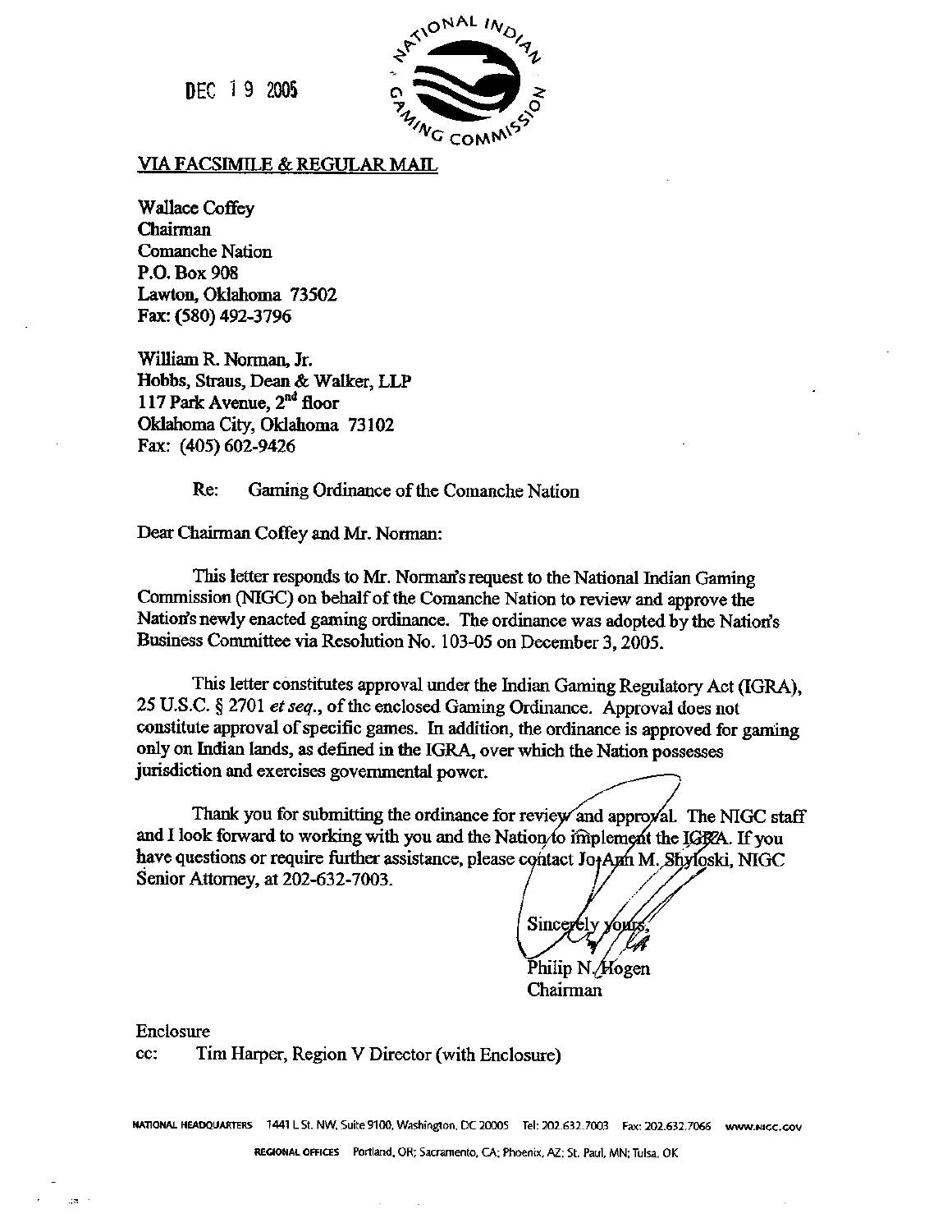DEC 19 2005

NATIONAL INDIAN GAMING COMMISSION

VIA FACSIMILE & REGULAR MAIL

Wallace Coffey
Chairman
Comanche Nation
P.O. Box 908
Lawton, Oklahoma 73502
Fax: (580) 492-3796

William R. Norman, Jr.
Hobbs, Straus, Dean & Walker, LLP
117 Park Avenue, 2nd floor
Oklahoma City, Oklahoma 73102
Fax: (405) 602-9426

Re: Gaming Ordinance of the Comanche Nation

Dear Chairman Coffey and Mr. Norman:

This letter responds to Mr. Norman's request to the National Indian Gaming Commission (NIGC) on behalf of the Comanche Nation to review and approve the Nation's newly enacted gaming ordinance. The ordinance was adopted by the Nation's Business Committee via Resolution No. 103-05 on December 3, 2005.

This letter constitutes approval under the Indian Gaming Regulatory Act (IGRA), 25 U.S.C. § 2701 *et seq.*, of the enclosed Gaming Ordinance. Approval does not constitute approval of specific games. In addition, the ordinance is approved for gaming only on Indian lands, as defined in the IGRA, over which the Nation possesses jurisdiction and exercises governmental power.

Thank you for submitting the ordinance for review and approval. The NIGC staff and I look forward to working with you and the Nation to implement the IGRA. If you have questions or require further assistance, please contact Jo-Ann M. Shyloski, NIGC Senior Attorney, at 202-632-7003.

Sincerely yours,

Philip N. Hogen
Chairman

Enclosure
cc: Tim Harper, Region V Director (with Enclosure)

NATIONAL HEADQUARTERS 1441 L St. NW, Suite 9100, Washington, DC 20005 Tel: 202.632.7003 Fax: 202.632.7066 www.NIGC.GOV

REGIONAL OFFICES Portland, OR; Sacramento, CA; Phoenix, AZ; St. Paul, MN; Tulsa, OK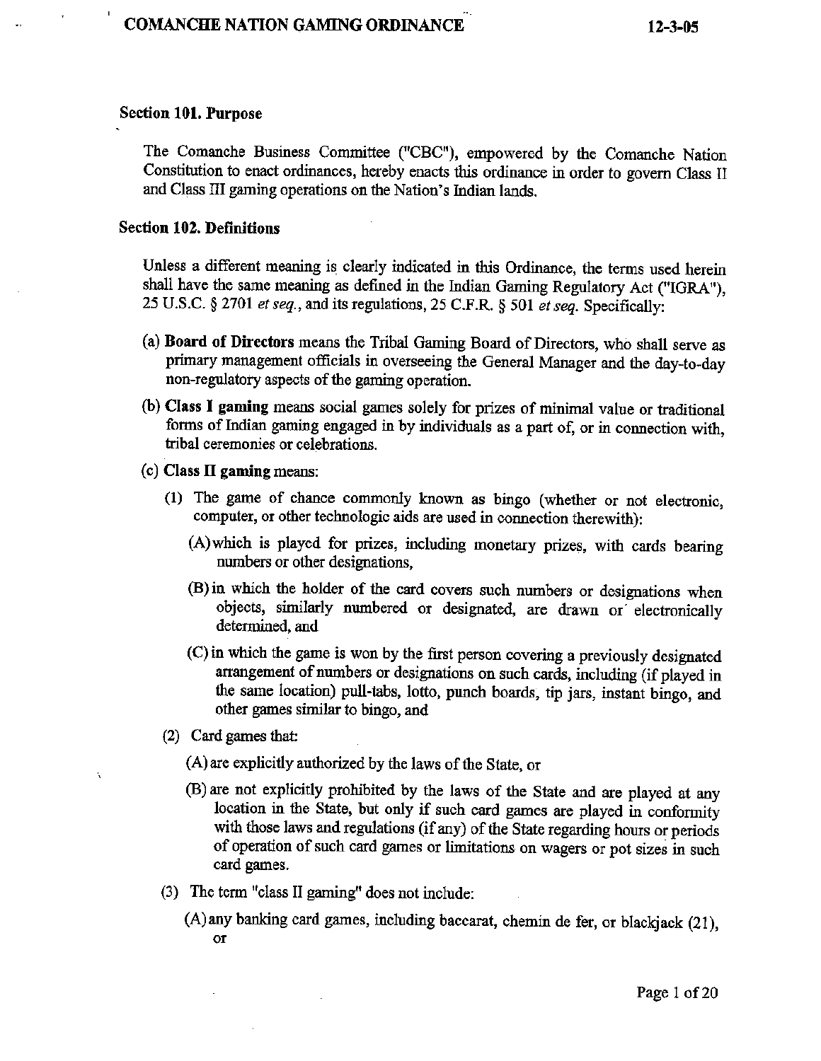### Section 101. Purpose

The Comanche Business Committee ("CBC"), empowered by the Comanche Nation Constitution to enact ordinances, hereby enacts this ordinance in order to govern Class II and Class III gaming operations on the Nation's Indian lands.

### Section 102. Definitions

Unless a different meaning is clearly indicated in this Ordinance, the terms used herein shall have the same meaning as defined in the Indian Gaming Regulatory Act ("IGRA"), 25 U.S.C. § 2701 *et seq.*, and its regulations, 25 C.F.R. § 501 *et seq.* Specifically:

(a) **Board of Directors** means the Tribal Gaming Board of Directors, who shall serve as primary management officials in overseeing the General Manager and the day-to-day non-regulatory aspects of the gaming operation.

(b) **Class I gaming** means social games solely for prizes of minimal value or traditional forms of Indian gaming engaged in by individuals as a part of, or in connection with, tribal ceremonies or celebrations.

(c) **Class II gaming** means:

  (1) The game of chance commonly known as bingo (whether or not electronic, computer, or other technologic aids are used in connection therewith):

    (A) which is played for prizes, including monetary prizes, with cards bearing numbers or other designations,

    (B) in which the holder of the card covers such numbers or designations when objects, similarly numbered or designated, are drawn or electronically determined, and

    (C) in which the game is won by the first person covering a previously designated arrangement of numbers or designations on such cards, including (if played in the same location) pull-tabs, lotto, punch boards, tip jars, instant bingo, and other games similar to bingo, and

  (2) Card games that:

    (A) are explicitly authorized by the laws of the State, or

    (B) are not explicitly prohibited by the laws of the State and are played at any location in the State, but only if such card games are played in conformity with those laws and regulations (if any) of the State regarding hours or periods of operation of such card games or limitations on wagers or pot sizes in such card games.

  (3) The term "class II gaming" does not include:

    (A) any banking card games, including baccarat, chemin de fer, or blackjack (21), or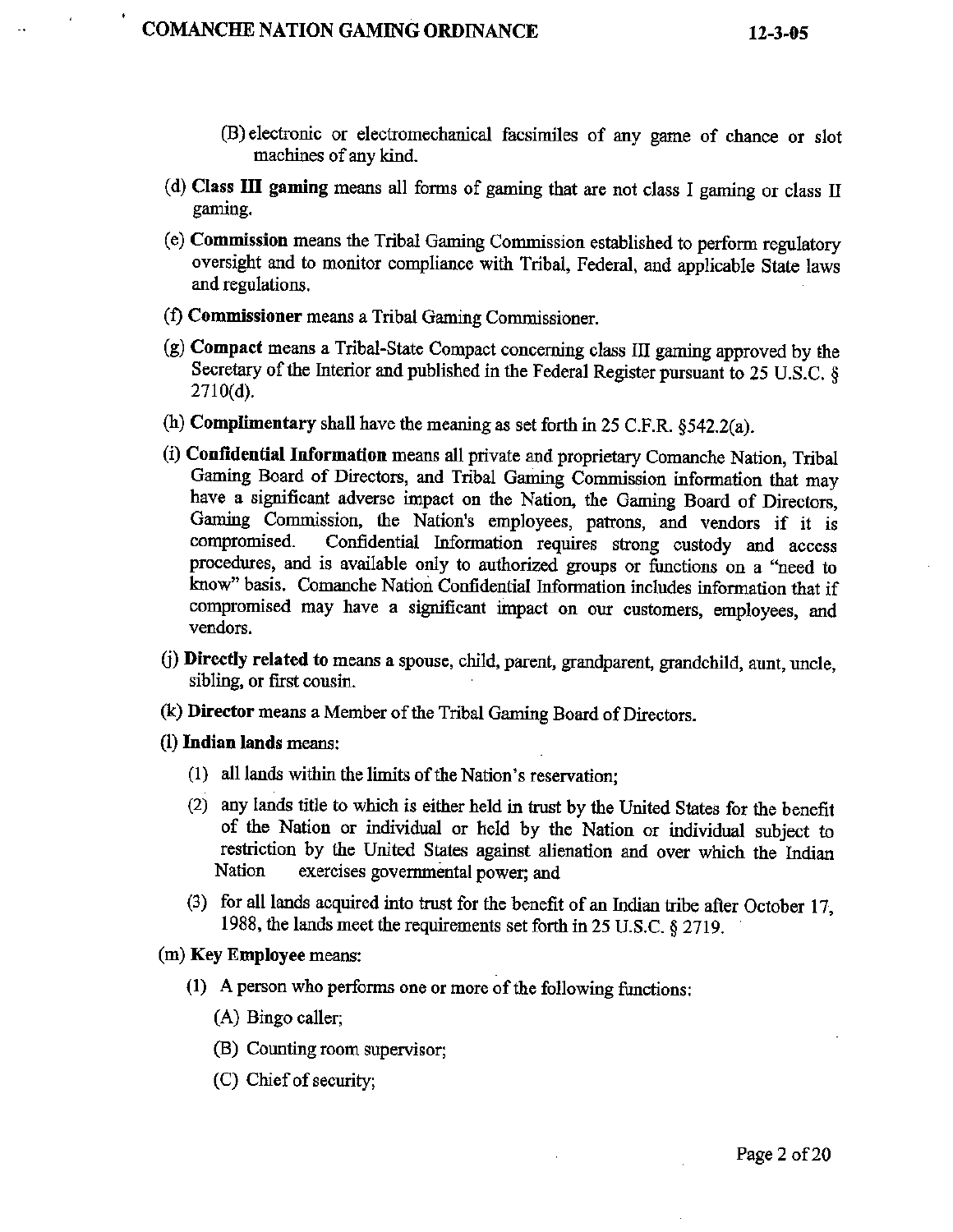(B) electronic or electromechanical facsimiles of any game of chance or slot machines of any kind.

(d) **Class III gaming** means all forms of gaming that are not class I gaming or class II gaming.

(e) **Commission** means the Tribal Gaming Commission established to perform regulatory oversight and to monitor compliance with Tribal, Federal, and applicable State laws and regulations.

(f) **Commissioner** means a Tribal Gaming Commissioner.

(g) **Compact** means a Tribal-State Compact concerning class III gaming approved by the Secretary of the Interior and published in the Federal Register pursuant to 25 U.S.C. § 2710(d).

(h) **Complimentary** shall have the meaning as set forth in 25 C.F.R. §542.2(a).

(i) **Confidential Information** means all private and proprietary Comanche Nation, Tribal Gaming Board of Directors, and Tribal Gaming Commission information that may have a significant adverse impact on the Nation, the Gaming Board of Directors, Gaming Commission, the Nation's employees, patrons, and vendors if it is compromised. Confidential Information requires strong custody and access procedures, and is available only to authorized groups or functions on a "need to know" basis. Comanche Nation Confidential Information includes information that if compromised may have a significant impact on our customers, employees, and vendors.

(j) **Directly related to** means a spouse, child, parent, grandparent, grandchild, aunt, uncle, sibling, or first cousin.

(k) **Director** means a Member of the Tribal Gaming Board of Directors.

(l) **Indian lands** means:

(1) all lands within the limits of the Nation's reservation;

(2) any lands title to which is either held in trust by the United States for the benefit of the Nation or individual or held by the Nation or individual subject to restriction by the United States against alienation and over which the Indian Nation exercises governmental power; and

(3) for all lands acquired into trust for the benefit of an Indian tribe after October 17, 1988, the lands meet the requirements set forth in 25 U.S.C. § 2719.

(m) **Key Employee** means:

(1) A person who performs one or more of the following functions:

(A) Bingo caller;

(B) Counting room supervisor;

(C) Chief of security;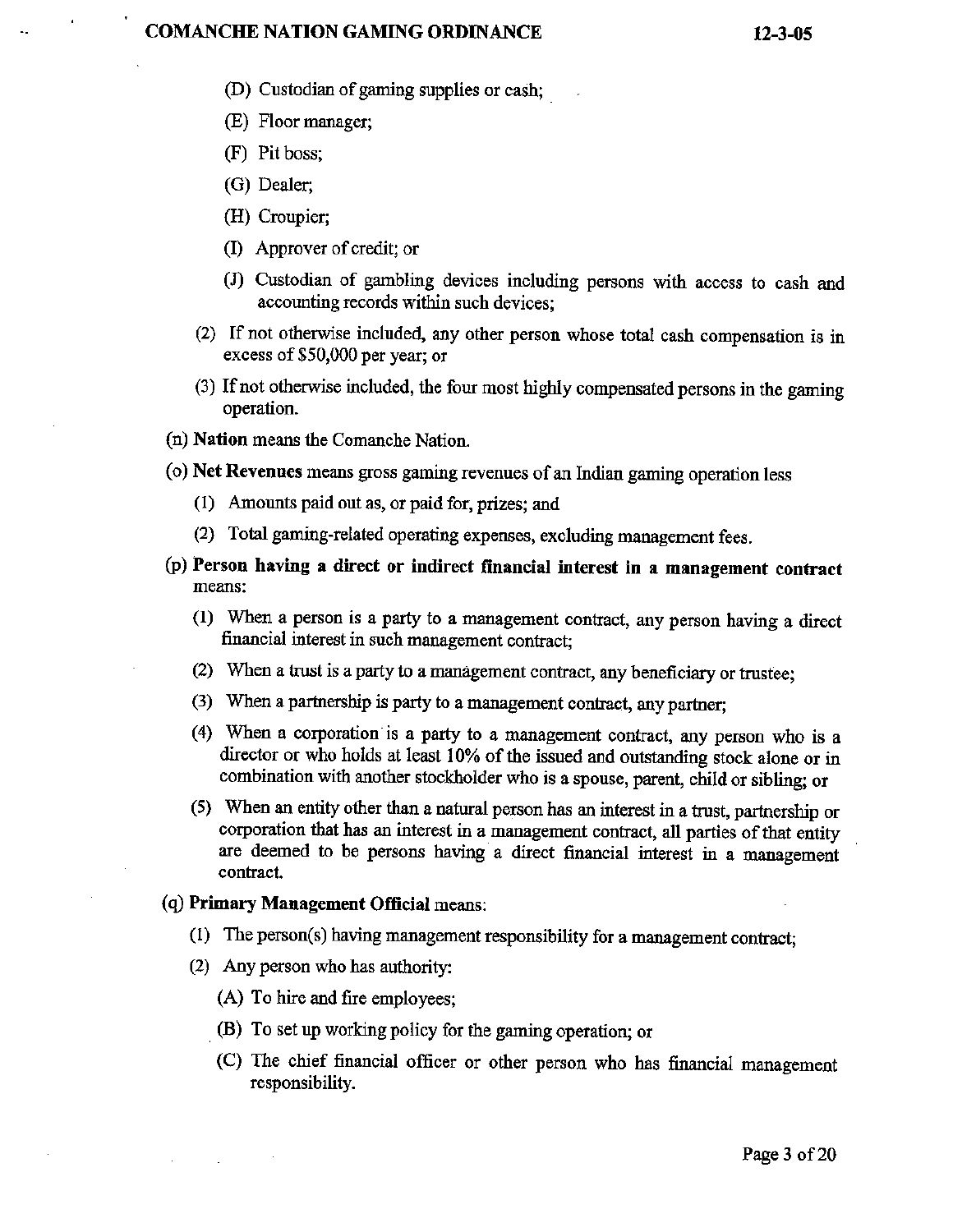(D) Custodian of gaming supplies or cash;

(E) Floor manager;

(F) Pit boss;

(G) Dealer;

(H) Croupier;

(I) Approver of credit; or

(J) Custodian of gambling devices including persons with access to cash and accounting records within such devices;

(2) If not otherwise included, any other person whose total cash compensation is in excess of $50,000 per year; or

(3) If not otherwise included, the four most highly compensated persons in the gaming operation.

(n) **Nation** means the Comanche Nation.

(o) **Net Revenues** means gross gaming revenues of an Indian gaming operation less

(1) Amounts paid out as, or paid for, prizes; and

(2) Total gaming-related operating expenses, excluding management fees.

(p) **Person having a direct or indirect financial interest in a management contract** means:

(1) When a person is a party to a management contract, any person having a direct financial interest in such management contract;

(2) When a trust is a party to a management contract, any beneficiary or trustee;

(3) When a partnership is party to a management contract, any partner;

(4) When a corporation is a party to a management contract, any person who is a director or who holds at least 10% of the issued and outstanding stock alone or in combination with another stockholder who is a spouse, parent, child or sibling; or

(5) When an entity other than a natural person has an interest in a trust, partnership or corporation that has an interest in a management contract, all parties of that entity are deemed to be persons having a direct financial interest in a management contract.

(q) **Primary Management Official** means:

(1) The person(s) having management responsibility for a management contract;

(2) Any person who has authority:

(A) To hire and fire employees;

(B) To set up working policy for the gaming operation; or

(C) The chief financial officer or other person who has financial management responsibility.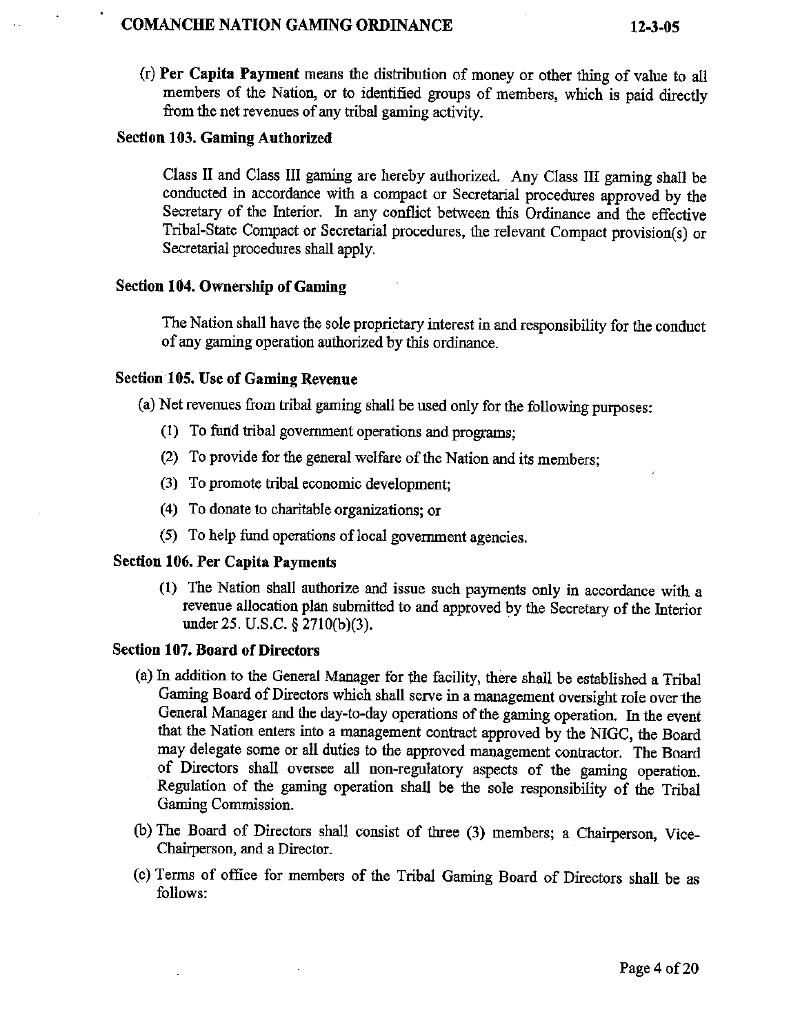(r) **Per Capita Payment** means the distribution of money or other thing of value to all members of the Nation, or to identified groups of members, which is paid directly from the net revenues of any tribal gaming activity.

### Section 103. Gaming Authorized

Class II and Class III gaming are hereby authorized. Any Class III gaming shall be conducted in accordance with a compact or Secretarial procedures approved by the Secretary of the Interior. In any conflict between this Ordinance and the effective Tribal-State Compact or Secretarial procedures, the relevant Compact provision(s) or Secretarial procedures shall apply.

### Section 104. Ownership of Gaming

The Nation shall have the sole proprietary interest in and responsibility for the conduct of any gaming operation authorized by this ordinance.

### Section 105. Use of Gaming Revenue

(a) Net revenues from tribal gaming shall be used only for the following purposes:

(1) To fund tribal government operations and programs;

(2) To provide for the general welfare of the Nation and its members;

(3) To promote tribal economic development;

(4) To donate to charitable organizations; or

(5) To help fund operations of local government agencies.

### Section 106. Per Capita Payments

(1) The Nation shall authorize and issue such payments only in accordance with a revenue allocation plan submitted to and approved by the Secretary of the Interior under 25. U.S.C. § 2710(b)(3).

### Section 107. Board of Directors

(a) In addition to the General Manager for the facility, there shall be established a Tribal Gaming Board of Directors which shall serve in a management oversight role over the General Manager and the day-to-day operations of the gaming operation. In the event that the Nation enters into a management contract approved by the NIGC, the Board may delegate some or all duties to the approved management contractor. The Board of Directors shall oversee all non-regulatory aspects of the gaming operation. Regulation of the gaming operation shall be the sole responsibility of the Tribal Gaming Commission.

(b) The Board of Directors shall consist of three (3) members; a Chairperson, Vice-Chairperson, and a Director.

(c) Terms of office for members of the Tribal Gaming Board of Directors shall be as follows: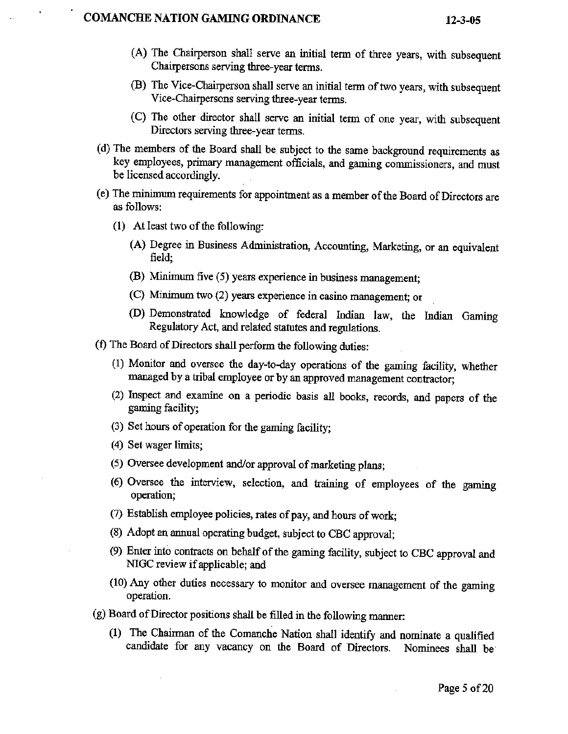(A) The Chairperson shall serve an initial term of three years, with subsequent Chairpersons serving three-year terms.

(B) The Vice-Chairperson shall serve an initial term of two years, with subsequent Vice-Chairpersons serving three-year terms.

(C) The other director shall serve an initial term of one year, with subsequent Directors serving three-year terms.

(d) The members of the Board shall be subject to the same background requirements as key employees, primary management officials, and gaming commissioners, and must be licensed accordingly.

(e) The minimum requirements for appointment as a member of the Board of Directors are as follows:

(1) At least two of the following:

(A) Degree in Business Administration, Accounting, Marketing, or an equivalent field;

(B) Minimum five (5) years experience in business management;

(C) Minimum two (2) years experience in casino management; or

(D) Demonstrated knowledge of federal Indian law, the Indian Gaming Regulatory Act, and related statutes and regulations.

(f) The Board of Directors shall perform the following duties:

(1) Monitor and oversee the day-to-day operations of the gaming facility, whether managed by a tribal employee or by an approved management contractor;

(2) Inspect and examine on a periodic basis all books, records, and papers of the gaming facility;

(3) Set hours of operation for the gaming facility;

(4) Set wager limits;

(5) Oversee development and/or approval of marketing plans;

(6) Oversee the interview, selection, and training of employees of the gaming operation;

(7) Establish employee policies, rates of pay, and hours of work;

(8) Adopt an annual operating budget, subject to CBC approval;

(9) Enter into contracts on behalf of the gaming facility, subject to CBC approval and NIGC review if applicable; and

(10) Any other duties necessary to monitor and oversee management of the gaming operation.

(g) Board of Director positions shall be filled in the following manner:

(1) The Chairman of the Comanche Nation shall identify and nominate a qualified candidate for any vacancy on the Board of Directors. Nominees shall be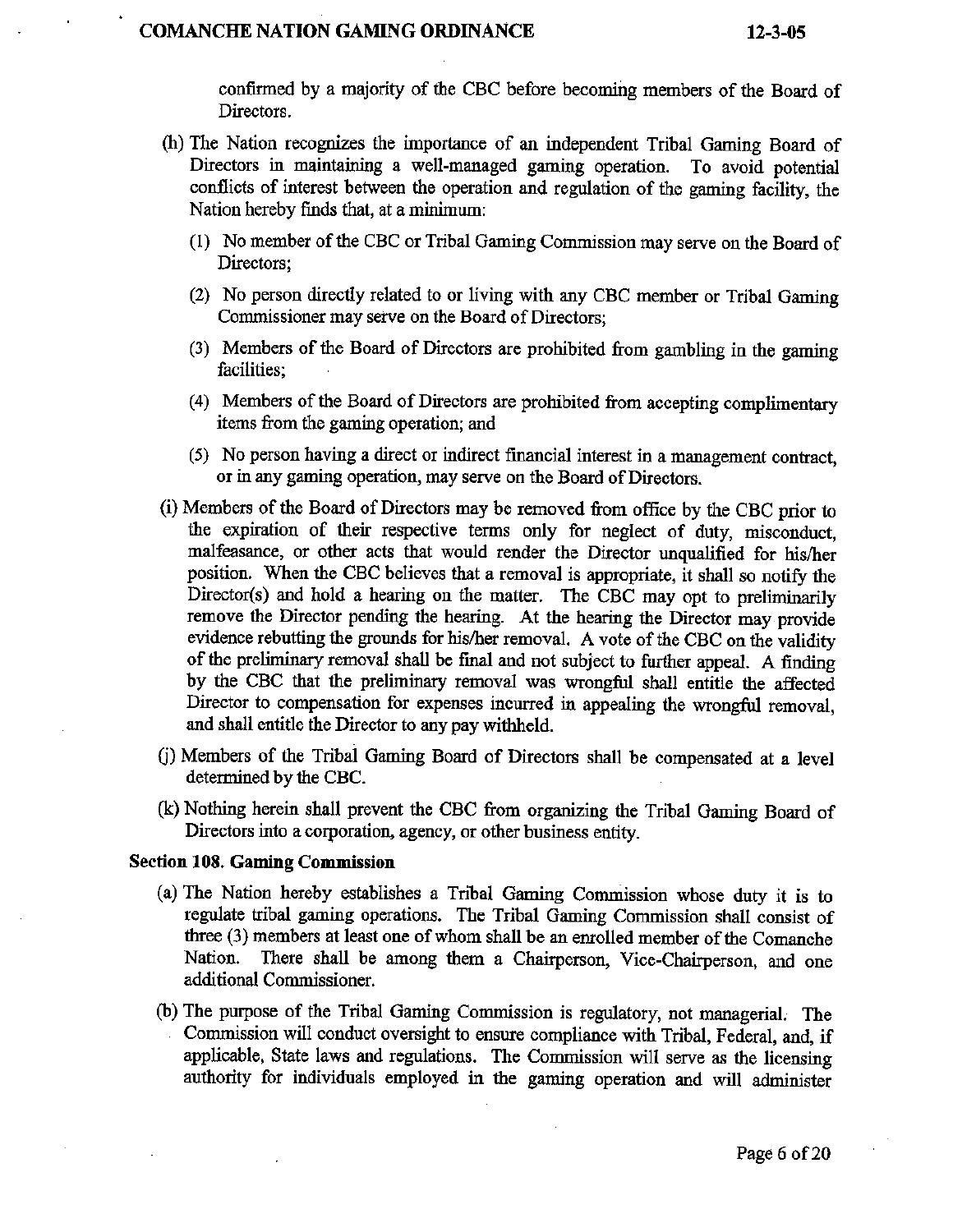confirmed by a majority of the CBC before becoming members of the Board of Directors.

(h) The Nation recognizes the importance of an independent Tribal Gaming Board of Directors in maintaining a well-managed gaming operation. To avoid potential conflicts of interest between the operation and regulation of the gaming facility, the Nation hereby finds that, at a minimum:

(1) No member of the CBC or Tribal Gaming Commission may serve on the Board of Directors;

(2) No person directly related to or living with any CBC member or Tribal Gaming Commissioner may serve on the Board of Directors;

(3) Members of the Board of Directors are prohibited from gambling in the gaming facilities;

(4) Members of the Board of Directors are prohibited from accepting complimentary items from the gaming operation; and

(5) No person having a direct or indirect financial interest in a management contract, or in any gaming operation, may serve on the Board of Directors.

(i) Members of the Board of Directors may be removed from office by the CBC prior to the expiration of their respective terms only for neglect of duty, misconduct, malfeasance, or other acts that would render the Director unqualified for his/her position. When the CBC believes that a removal is appropriate, it shall so notify the Director(s) and hold a hearing on the matter. The CBC may opt to preliminarily remove the Director pending the hearing. At the hearing the Director may provide evidence rebutting the grounds for his/her removal. A vote of the CBC on the validity of the preliminary removal shall be final and not subject to further appeal. A finding by the CBC that the preliminary removal was wrongful shall entitle the affected Director to compensation for expenses incurred in appealing the wrongful removal, and shall entitle the Director to any pay withheld.

(j) Members of the Tribal Gaming Board of Directors shall be compensated at a level determined by the CBC.

(k) Nothing herein shall prevent the CBC from organizing the Tribal Gaming Board of Directors into a corporation, agency, or other business entity.

**Section 108. Gaming Commission**

(a) The Nation hereby establishes a Tribal Gaming Commission whose duty it is to regulate tribal gaming operations. The Tribal Gaming Commission shall consist of three (3) members at least one of whom shall be an enrolled member of the Comanche Nation. There shall be among them a Chairperson, Vice-Chairperson, and one additional Commissioner.

(b) The purpose of the Tribal Gaming Commission is regulatory, not managerial. The Commission will conduct oversight to ensure compliance with Tribal, Federal, and, if applicable, State laws and regulations. The Commission will serve as the licensing authority for individuals employed in the gaming operation and will administer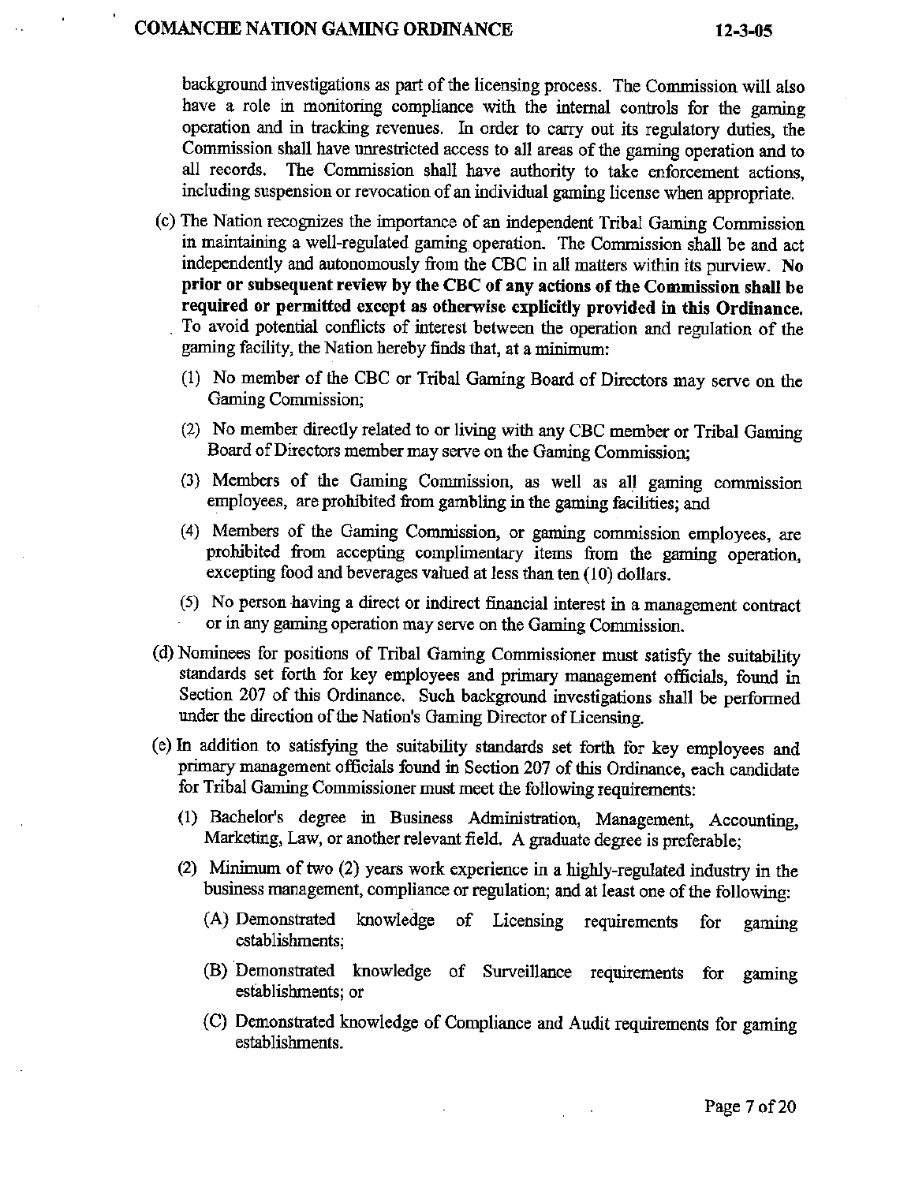background investigations as part of the licensing process. The Commission will also have a role in monitoring compliance with the internal controls for the gaming operation and in tracking revenues. In order to carry out its regulatory duties, the Commission shall have unrestricted access to all areas of the gaming operation and to all records. The Commission shall have authority to take enforcement actions, including suspension or revocation of an individual gaming license when appropriate.

(c) The Nation recognizes the importance of an independent Tribal Gaming Commission in maintaining a well-regulated gaming operation. The Commission shall be and act independently and autonomously from the CBC in all matters within its purview. **No prior or subsequent review by the CBC of any actions of the Commission shall be required or permitted except as otherwise explicitly provided in this Ordinance.** To avoid potential conflicts of interest between the operation and regulation of the gaming facility, the Nation hereby finds that, at a minimum:

(1) No member of the CBC or Tribal Gaming Board of Directors may serve on the Gaming Commission;

(2) No member directly related to or living with any CBC member or Tribal Gaming Board of Directors member may serve on the Gaming Commission;

(3) Members of the Gaming Commission, as well as all gaming commission employees, are prohibited from gambling in the gaming facilities; and

(4) Members of the Gaming Commission, or gaming commission employees, are prohibited from accepting complimentary items from the gaming operation, excepting food and beverages valued at less than ten (10) dollars.

(5) No person having a direct or indirect financial interest in a management contract or in any gaming operation may serve on the Gaming Commission.

(d) Nominees for positions of Tribal Gaming Commissioner must satisfy the suitability standards set forth for key employees and primary management officials, found in Section 207 of this Ordinance. Such background investigations shall be performed under the direction of the Nation's Gaming Director of Licensing.

(e) In addition to satisfying the suitability standards set forth for key employees and primary management officials found in Section 207 of this Ordinance, each candidate for Tribal Gaming Commissioner must meet the following requirements:

(1) Bachelor's degree in Business Administration, Management, Accounting, Marketing, Law, or another relevant field. A graduate degree is preferable;

(2) Minimum of two (2) years work experience in a highly-regulated industry in the business management, compliance or regulation; and at least one of the following:

(A) Demonstrated knowledge of Licensing requirements for gaming establishments;

(B) Demonstrated knowledge of Surveillance requirements for gaming establishments; or

(C) Demonstrated knowledge of Compliance and Audit requirements for gaming establishments.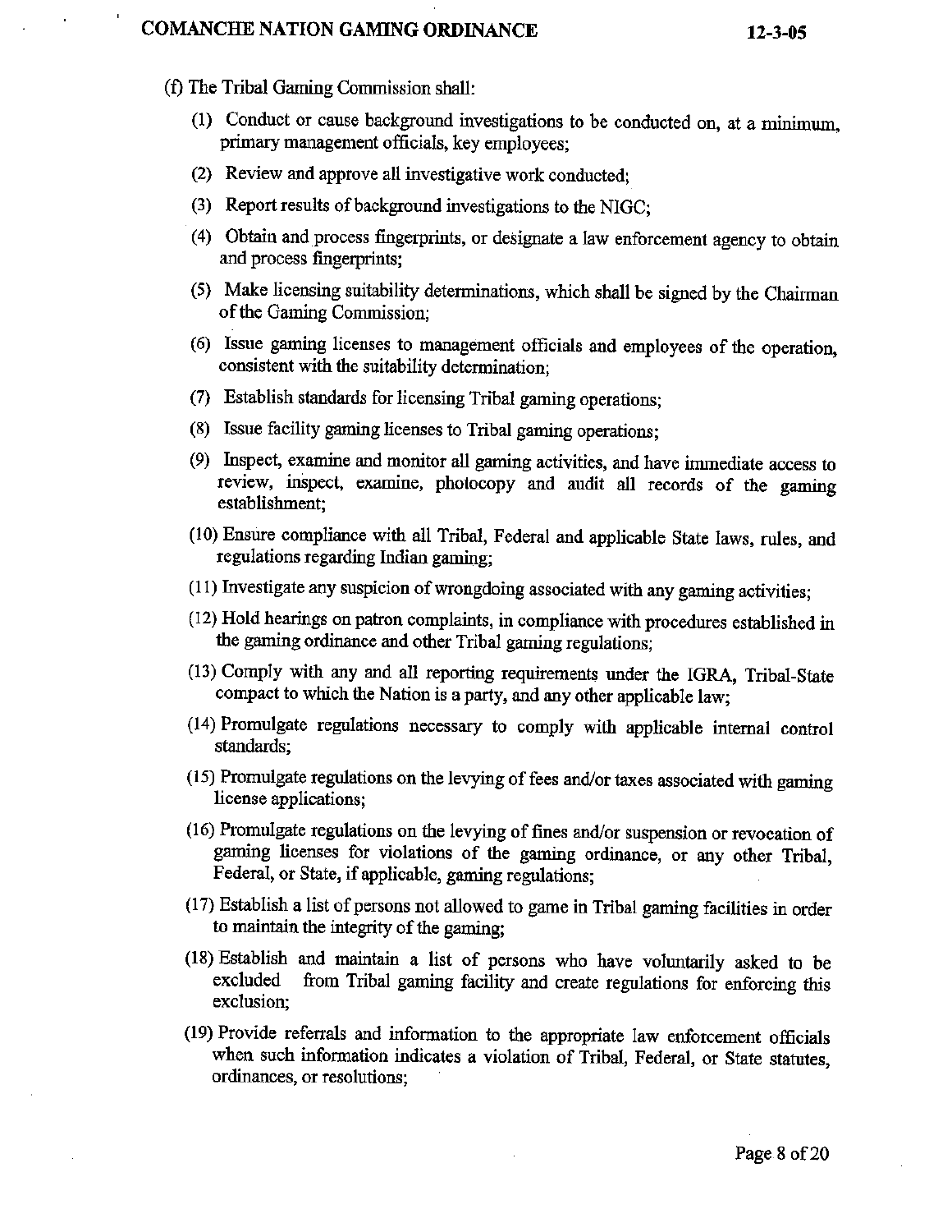(f) The Tribal Gaming Commission shall:

(1) Conduct or cause background investigations to be conducted on, at a minimum, primary management officials, key employees;

(2) Review and approve all investigative work conducted;

(3) Report results of background investigations to the NIGC;

(4) Obtain and process fingerprints, or designate a law enforcement agency to obtain and process fingerprints;

(5) Make licensing suitability determinations, which shall be signed by the Chairman of the Gaming Commission;

(6) Issue gaming licenses to management officials and employees of the operation, consistent with the suitability determination;

(7) Establish standards for licensing Tribal gaming operations;

(8) Issue facility gaming licenses to Tribal gaming operations;

(9) Inspect, examine and monitor all gaming activities, and have immediate access to review, inspect, examine, photocopy and audit all records of the gaming establishment;

(10) Ensure compliance with all Tribal, Federal and applicable State laws, rules, and regulations regarding Indian gaming;

(11) Investigate any suspicion of wrongdoing associated with any gaming activities;

(12) Hold hearings on patron complaints, in compliance with procedures established in the gaming ordinance and other Tribal gaming regulations;

(13) Comply with any and all reporting requirements under the IGRA, Tribal-State compact to which the Nation is a party, and any other applicable law;

(14) Promulgate regulations necessary to comply with applicable internal control standards;

(15) Promulgate regulations on the levying of fees and/or taxes associated with gaming license applications;

(16) Promulgate regulations on the levying of fines and/or suspension or revocation of gaming licenses for violations of the gaming ordinance, or any other Tribal, Federal, or State, if applicable, gaming regulations;

(17) Establish a list of persons not allowed to game in Tribal gaming facilities in order to maintain the integrity of the gaming;

(18) Establish and maintain a list of persons who have voluntarily asked to be excluded from Tribal gaming facility and create regulations for enforcing this exclusion;

(19) Provide referrals and information to the appropriate law enforcement officials when such information indicates a violation of Tribal, Federal, or State statutes, ordinances, or resolutions;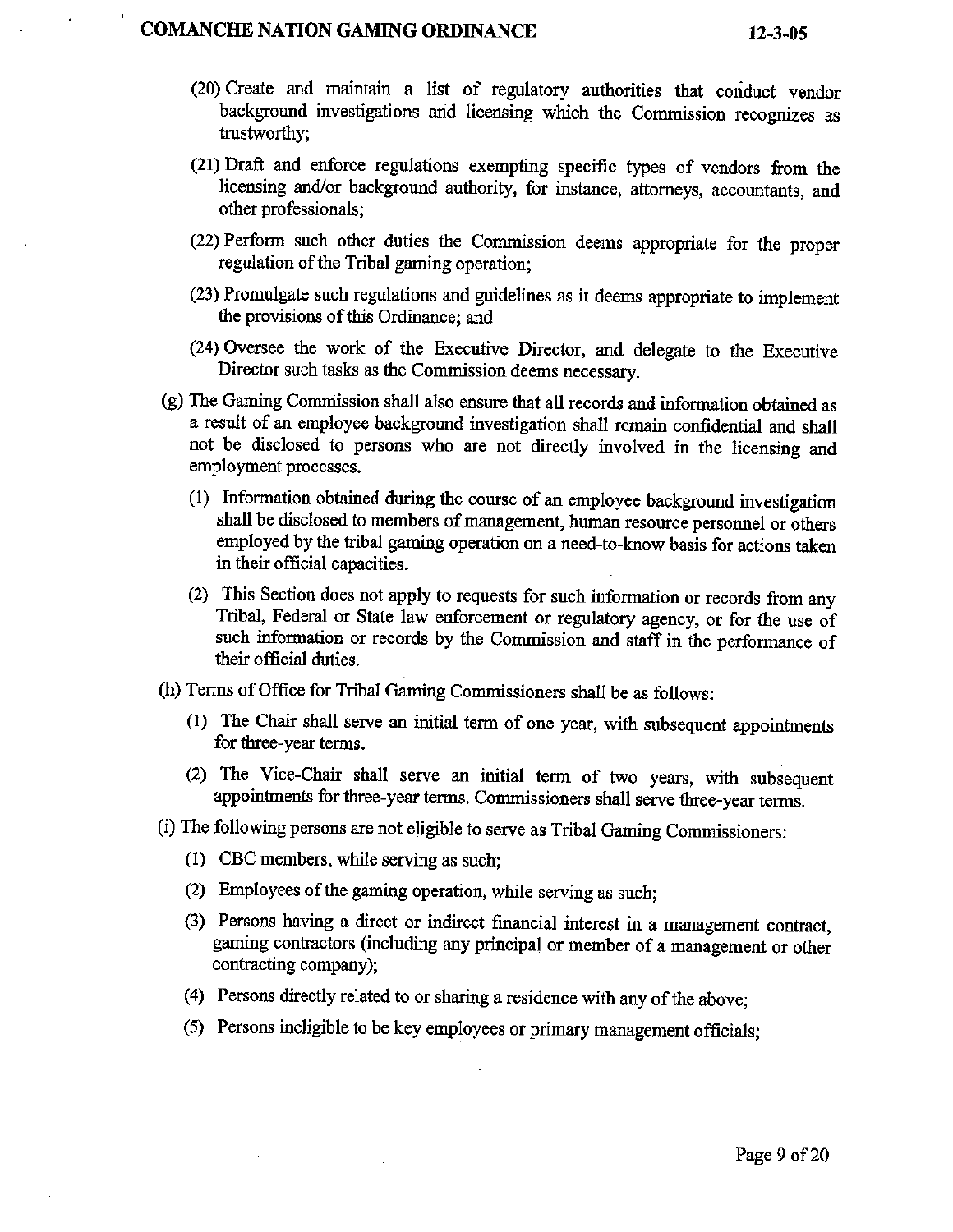(20) Create and maintain a list of regulatory authorities that conduct vendor background investigations and licensing which the Commission recognizes as trustworthy;

(21) Draft and enforce regulations exempting specific types of vendors from the licensing and/or background authority, for instance, attorneys, accountants, and other professionals;

(22) Perform such other duties the Commission deems appropriate for the proper regulation of the Tribal gaming operation;

(23) Promulgate such regulations and guidelines as it deems appropriate to implement the provisions of this Ordinance; and

(24) Oversee the work of the Executive Director, and delegate to the Executive Director such tasks as the Commission deems necessary.

(g) The Gaming Commission shall also ensure that all records and information obtained as a result of an employee background investigation shall remain confidential and shall not be disclosed to persons who are not directly involved in the licensing and employment processes.

(1) Information obtained during the course of an employee background investigation shall be disclosed to members of management, human resource personnel or others employed by the tribal gaming operation on a need-to-know basis for actions taken in their official capacities.

(2) This Section does not apply to requests for such information or records from any Tribal, Federal or State law enforcement or regulatory agency, or for the use of such information or records by the Commission and staff in the performance of their official duties.

(h) Terms of Office for Tribal Gaming Commissioners shall be as follows:

(1) The Chair shall serve an initial term of one year, with subsequent appointments for three-year terms.

(2) The Vice-Chair shall serve an initial term of two years, with subsequent appointments for three-year terms. Commissioners shall serve three-year terms.

(i) The following persons are not eligible to serve as Tribal Gaming Commissioners:

(1) CBC members, while serving as such;

(2) Employees of the gaming operation, while serving as such;

(3) Persons having a direct or indirect financial interest in a management contract, gaming contractors (including any principal or member of a management or other contracting company);

(4) Persons directly related to or sharing a residence with any of the above;

(5) Persons ineligible to be key employees or primary management officials;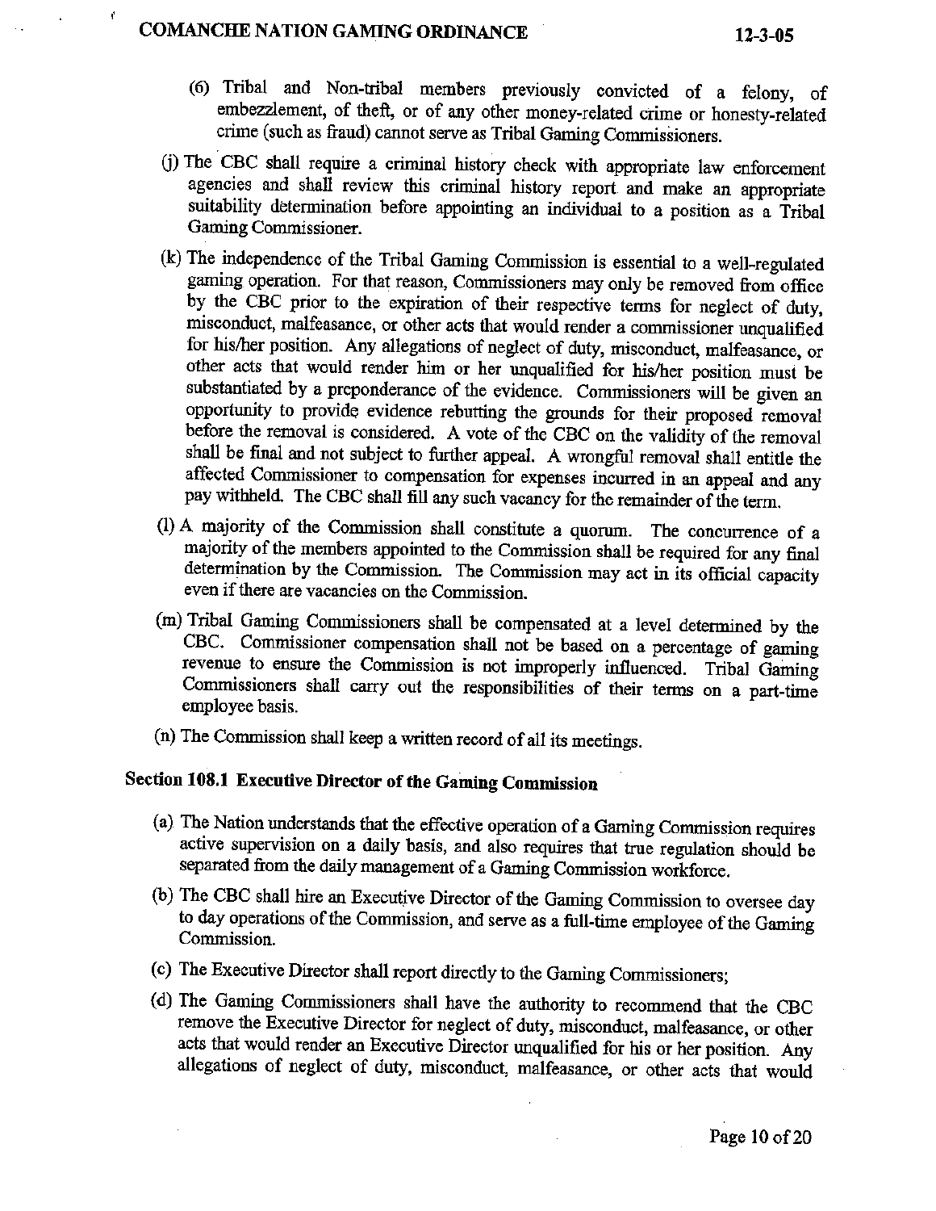(6) Tribal and Non-tribal members previously convicted of a felony, of embezzlement, of theft, or of any other money-related crime or honesty-related crime (such as fraud) cannot serve as Tribal Gaming Commissioners.

(j) The CBC shall require a criminal history check with appropriate law enforcement agencies and shall review this criminal history report and make an appropriate suitability determination before appointing an individual to a position as a Tribal Gaming Commissioner.

(k) The independence of the Tribal Gaming Commission is essential to a well-regulated gaming operation. For that reason, Commissioners may only be removed from office by the CBC prior to the expiration of their respective terms for neglect of duty, misconduct, malfeasance, or other acts that would render a commissioner unqualified for his/her position. Any allegations of neglect of duty, misconduct, malfeasance, or other acts that would render him or her unqualified for his/her position must be substantiated by a preponderance of the evidence. Commissioners will be given an opportunity to provide evidence rebutting the grounds for their proposed removal before the removal is considered. A vote of the CBC on the validity of the removal shall be final and not subject to further appeal. A wrongful removal shall entitle the affected Commissioner to compensation for expenses incurred in an appeal and any pay withheld. The CBC shall fill any such vacancy for the remainder of the term.

(l) A majority of the Commission shall constitute a quorum. The concurrence of a majority of the members appointed to the Commission shall be required for any final determination by the Commission. The Commission may act in its official capacity even if there are vacancies on the Commission.

(m) Tribal Gaming Commissioners shall be compensated at a level determined by the CBC. Commissioner compensation shall not be based on a percentage of gaming revenue to ensure the Commission is not improperly influenced. Tribal Gaming Commissioners shall carry out the responsibilities of their terms on a part-time employee basis.

(n) The Commission shall keep a written record of all its meetings.

## Section 108.1 Executive Director of the Gaming Commission

(a) The Nation understands that the effective operation of a Gaming Commission requires active supervision on a daily basis, and also requires that true regulation should be separated from the daily management of a Gaming Commission workforce.

(b) The CBC shall hire an Executive Director of the Gaming Commission to oversee day to day operations of the Commission, and serve as a full-time employee of the Gaming Commission.

(c) The Executive Director shall report directly to the Gaming Commissioners;

(d) The Gaming Commissioners shall have the authority to recommend that the CBC remove the Executive Director for neglect of duty, misconduct, malfeasance, or other acts that would render an Executive Director unqualified for his or her position. Any allegations of neglect of duty, misconduct, malfeasance, or other acts that would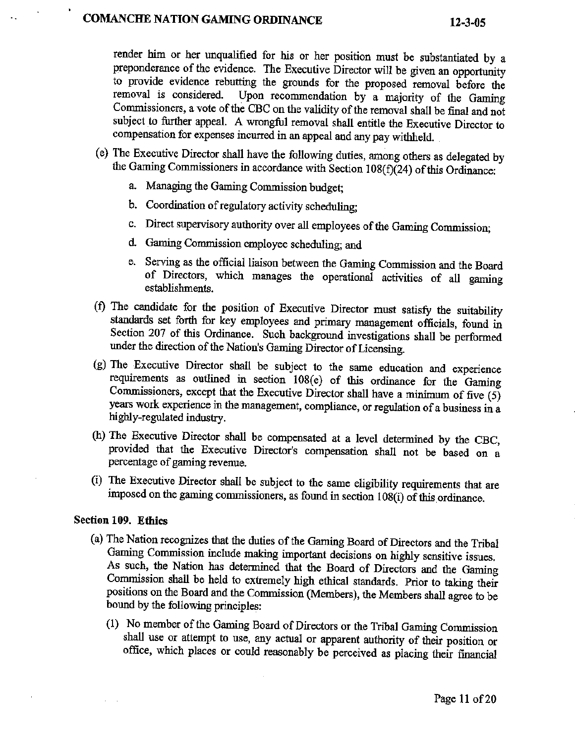render him or her unqualified for his or her position must be substantiated by a preponderance of the evidence. The Executive Director will be given an opportunity to provide evidence rebutting the grounds for the proposed removal before the removal is considered. Upon recommendation by a majority of the Gaming Commissioners, a vote of the CBC on the validity of the removal shall be final and not subject to further appeal. A wrongful removal shall entitle the Executive Director to compensation for expenses incurred in an appeal and any pay withheld.

(e) The Executive Director shall have the following duties, among others as delegated by the Gaming Commissioners in accordance with Section 108(f)(24) of this Ordinance:

a. Managing the Gaming Commission budget;

b. Coordination of regulatory activity scheduling;

c. Direct supervisory authority over all employees of the Gaming Commission;

d. Gaming Commission employee scheduling; and

e. Serving as the official liaison between the Gaming Commission and the Board of Directors, which manages the operational activities of all gaming establishments.

(f) The candidate for the position of Executive Director must satisfy the suitability standards set forth for key employees and primary management officials, found in Section 207 of this Ordinance. Such background investigations shall be performed under the direction of the Nation's Gaming Director of Licensing.

(g) The Executive Director shall be subject to the same education and experience requirements as outlined in section 108(e) of this ordinance for the Gaming Commissioners, except that the Executive Director shall have a minimum of five (5) years work experience in the management, compliance, or regulation of a business in a highly-regulated industry.

(h) The Executive Director shall be compensated at a level determined by the CBC, provided that the Executive Director's compensation shall not be based on a percentage of gaming revenue.

(i) The Executive Director shall be subject to the same eligibility requirements that are imposed on the gaming commissioners, as found in section 108(i) of this ordinance.

## Section 109. Ethics

(a) The Nation recognizes that the duties of the Gaming Board of Directors and the Tribal Gaming Commission include making important decisions on highly sensitive issues. As such, the Nation has determined that the Board of Directors and the Gaming Commission shall be held to extremely high ethical standards. Prior to taking their positions on the Board and the Commission (Members), the Members shall agree to be bound by the following principles:

(1) No member of the Gaming Board of Directors or the Tribal Gaming Commission shall use or attempt to use, any actual or apparent authority of their position or office, which places or could reasonably be perceived as placing their financial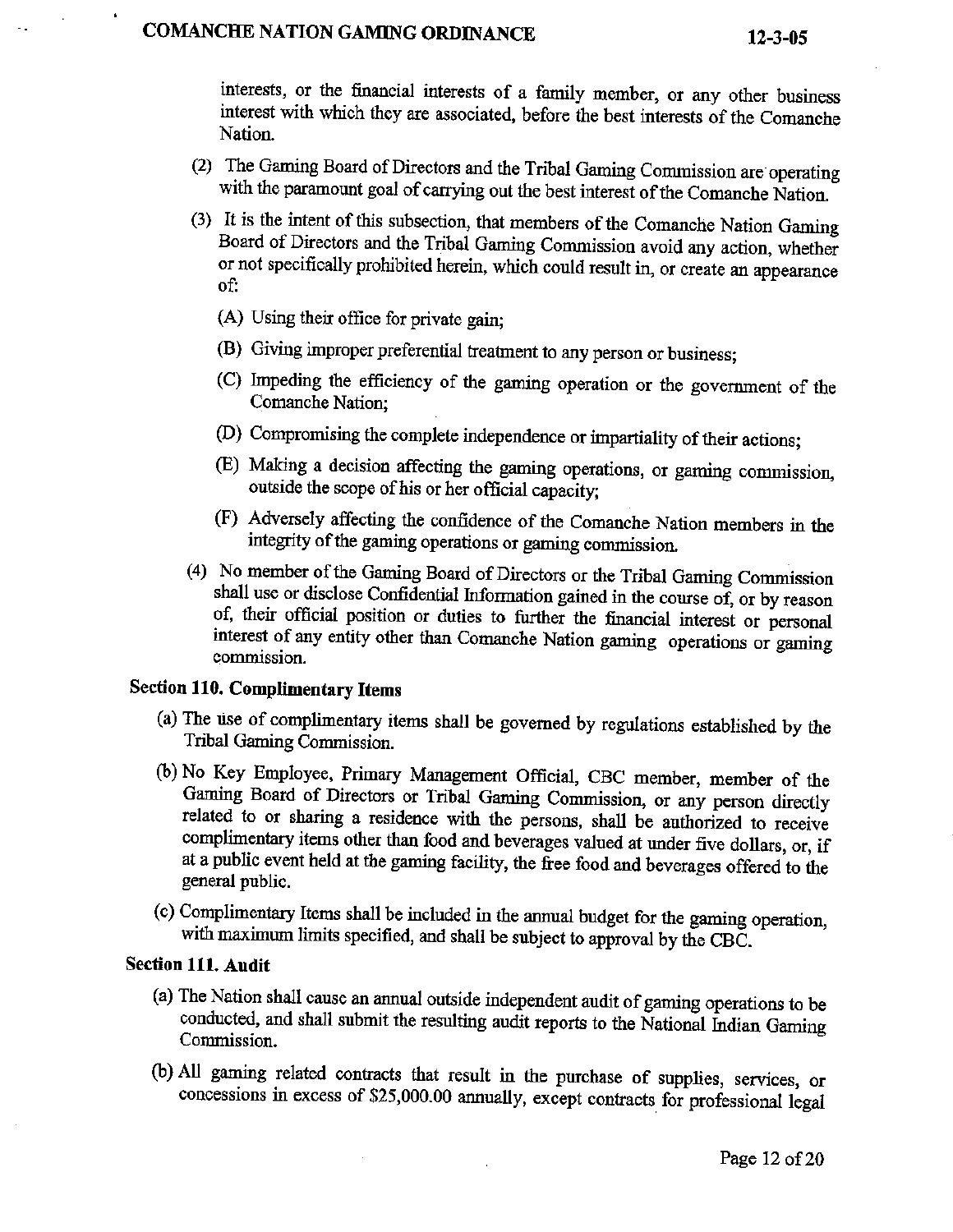interests, or the financial interests of a family member, or any other business interest with which they are associated, before the best interests of the Comanche Nation.

(2) The Gaming Board of Directors and the Tribal Gaming Commission are operating with the paramount goal of carrying out the best interest of the Comanche Nation.

(3) It is the intent of this subsection, that members of the Comanche Nation Gaming Board of Directors and the Tribal Gaming Commission avoid any action, whether or not specifically prohibited herein, which could result in, or create an appearance of:

(A) Using their office for private gain;

(B) Giving improper preferential treatment to any person or business;

(C) Impeding the efficiency of the gaming operation or the government of the Comanche Nation;

(D) Compromising the complete independence or impartiality of their actions;

(E) Making a decision affecting the gaming operations, or gaming commission, outside the scope of his or her official capacity;

(F) Adversely affecting the confidence of the Comanche Nation members in the integrity of the gaming operations or gaming commission.

(4) No member of the Gaming Board of Directors or the Tribal Gaming Commission shall use or disclose Confidential Information gained in the course of, or by reason of, their official position or duties to further the financial interest or personal interest of any entity other than Comanche Nation gaming operations or gaming commission.

### Section 110. Complimentary Items

(a) The use of complimentary items shall be governed by regulations established by the Tribal Gaming Commission.

(b) No Key Employee, Primary Management Official, CBC member, member of the Gaming Board of Directors or Tribal Gaming Commission, or any person directly related to or sharing a residence with the persons, shall be authorized to receive complimentary items other than food and beverages valued at under five dollars, or, if at a public event held at the gaming facility, the free food and beverages offered to the general public.

(c) Complimentary Items shall be included in the annual budget for the gaming operation, with maximum limits specified, and shall be subject to approval by the CBC.

### Section 111. Audit

(a) The Nation shall cause an annual outside independent audit of gaming operations to be conducted, and shall submit the resulting audit reports to the National Indian Gaming Commission.

(b) All gaming related contracts that result in the purchase of supplies, services, or concessions in excess of $25,000.00 annually, except contracts for professional legal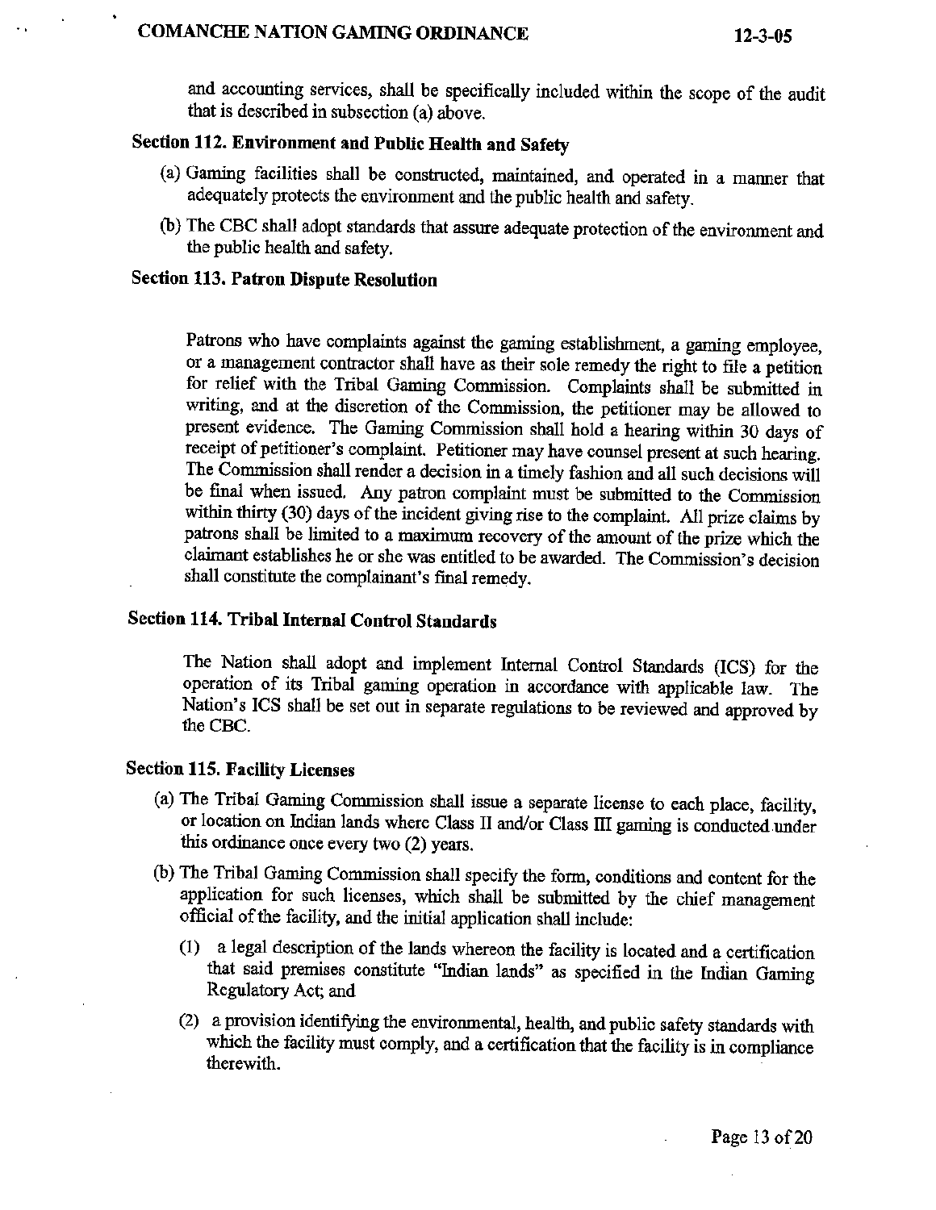and accounting services, shall be specifically included within the scope of the audit that is described in subsection (a) above.

### Section 112. Environment and Public Health and Safety

(a) Gaming facilities shall be constructed, maintained, and operated in a manner that adequately protects the environment and the public health and safety.

(b) The CBC shall adopt standards that assure adequate protection of the environment and the public health and safety.

### Section 113. Patron Dispute Resolution

Patrons who have complaints against the gaming establishment, a gaming employee, or a management contractor shall have as their sole remedy the right to file a petition for relief with the Tribal Gaming Commission. Complaints shall be submitted in writing, and at the discretion of the Commission, the petitioner may be allowed to present evidence. The Gaming Commission shall hold a hearing within 30 days of receipt of petitioner's complaint. Petitioner may have counsel present at such hearing. The Commission shall render a decision in a timely fashion and all such decisions will be final when issued. Any patron complaint must be submitted to the Commission within thirty (30) days of the incident giving rise to the complaint. All prize claims by patrons shall be limited to a maximum recovery of the amount of the prize which the claimant establishes he or she was entitled to be awarded. The Commission's decision shall constitute the complainant's final remedy.

### Section 114. Tribal Internal Control Standards

The Nation shall adopt and implement Internal Control Standards (ICS) for the operation of its Tribal gaming operation in accordance with applicable law. The Nation's ICS shall be set out in separate regulations to be reviewed and approved by the CBC.

### Section 115. Facility Licenses

(a) The Tribal Gaming Commission shall issue a separate license to each place, facility, or location on Indian lands where Class II and/or Class III gaming is conducted under this ordinance once every two (2) years.

(b) The Tribal Gaming Commission shall specify the form, conditions and content for the application for such licenses, which shall be submitted by the chief management official of the facility, and the initial application shall include:

(1) a legal description of the lands whereon the facility is located and a certification that said premises constitute "Indian lands" as specified in the Indian Gaming Regulatory Act; and

(2) a provision identifying the environmental, health, and public safety standards with which the facility must comply, and a certification that the facility is in compliance therewith.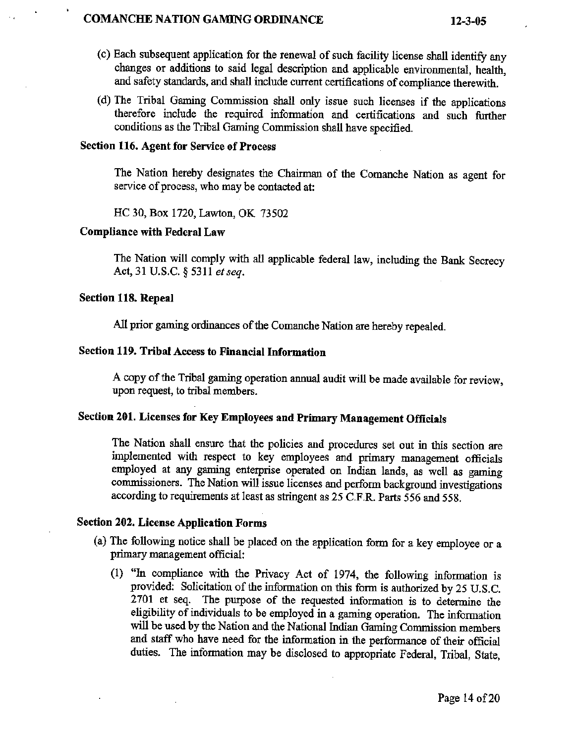(c) Each subsequent application for the renewal of such facility license shall identify any changes or additions to said legal description and applicable environmental, health, and safety standards, and shall include current certifications of compliance therewith.

(d) The Tribal Gaming Commission shall only issue such licenses if the applications therefore include the required information and certifications and such further conditions as the Tribal Gaming Commission shall have specified.

### Section 116. Agent for Service of Process

The Nation hereby designates the Chairman of the Comanche Nation as agent for service of process, who may be contacted at:

HC 30, Box 1720, Lawton, OK 73502

### Compliance with Federal Law

The Nation will comply with all applicable federal law, including the Bank Secrecy Act, 31 U.S.C. § 5311 *et seq.*

### Section 118. Repeal

All prior gaming ordinances of the Comanche Nation are hereby repealed.

### Section 119. Tribal Access to Financial Information

A copy of the Tribal gaming operation annual audit will be made available for review, upon request, to tribal members.

### Section 201. Licenses for Key Employees and Primary Management Officials

The Nation shall ensure that the policies and procedures set out in this section are implemented with respect to key employees and primary management officials employed at any gaming enterprise operated on Indian lands, as well as gaming commissioners. The Nation will issue licenses and perform background investigations according to requirements at least as stringent as 25 C.F.R. Parts 556 and 558.

### Section 202. License Application Forms

(a) The following notice shall be placed on the application form for a key employee or a primary management official:

(1) "In compliance with the Privacy Act of 1974, the following information is provided: Solicitation of the information on this form is authorized by 25 U.S.C. 2701 et seq. The purpose of the requested information is to determine the eligibility of individuals to be employed in a gaming operation. The information will be used by the Nation and the National Indian Gaming Commission members and staff who have need for the information in the performance of their official duties. The information may be disclosed to appropriate Federal, Tribal, State,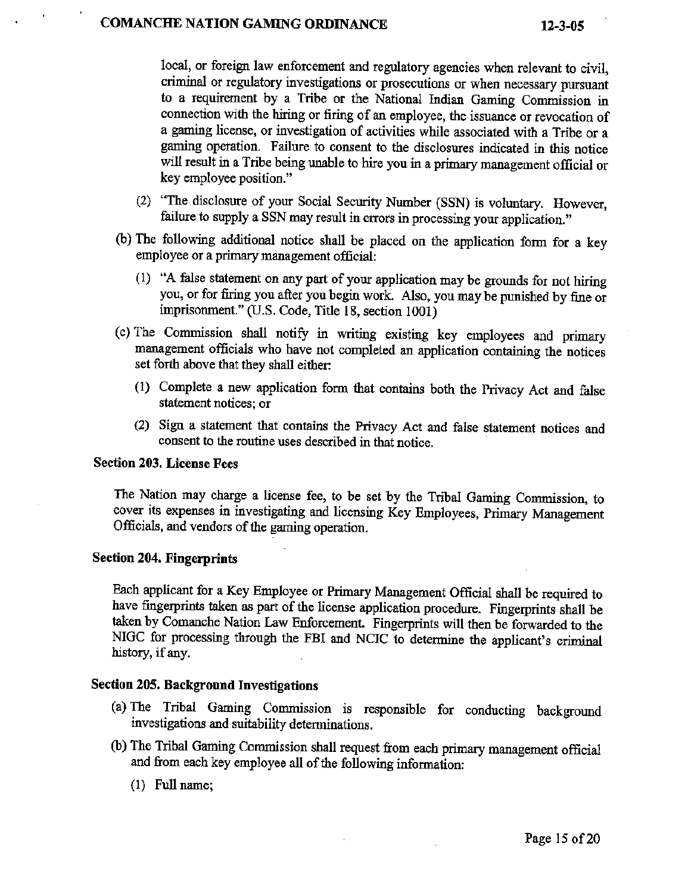local, or foreign law enforcement and regulatory agencies when relevant to civil, criminal or regulatory investigations or prosecutions or when necessary pursuant to a requirement by a Tribe or the National Indian Gaming Commission in connection with the hiring or firing of an employee, the issuance or revocation of a gaming license, or investigation of activities while associated with a Tribe or a gaming operation. Failure to consent to the disclosures indicated in this notice will result in a Tribe being unable to hire you in a primary management official or key employee position."

(2) "The disclosure of your Social Security Number (SSN) is voluntary. However, failure to supply a SSN may result in errors in processing your application."

(b) The following additional notice shall be placed on the application form for a key employee or a primary management official:

(1) "A false statement on any part of your application may be grounds for not hiring you, or for firing you after you begin work. Also, you may be punished by fine or imprisonment." (U.S. Code, Title 18, section 1001)

(c) The Commission shall notify in writing existing key employees and primary management officials who have not completed an application containing the notices set forth above that they shall either:

(1) Complete a new application form that contains both the Privacy Act and false statement notices; or

(2) Sign a statement that contains the Privacy Act and false statement notices and consent to the routine uses described in that notice.

**Section 203. License Fees**

The Nation may charge a license fee, to be set by the Tribal Gaming Commission, to cover its expenses in investigating and licensing Key Employees, Primary Management Officials, and vendors of the gaming operation.

**Section 204. Fingerprints**

Each applicant for a Key Employee or Primary Management Official shall be required to have fingerprints taken as part of the license application procedure. Fingerprints shall be taken by Comanche Nation Law Enforcement. Fingerprints will then be forwarded to the NIGC for processing through the FBI and NCIC to determine the applicant's criminal history, if any.

**Section 205. Background Investigations**

(a) The Tribal Gaming Commission is responsible for conducting background investigations and suitability determinations.

(b) The Tribal Gaming Commission shall request from each primary management official and from each key employee all of the following information:

(1) Full name;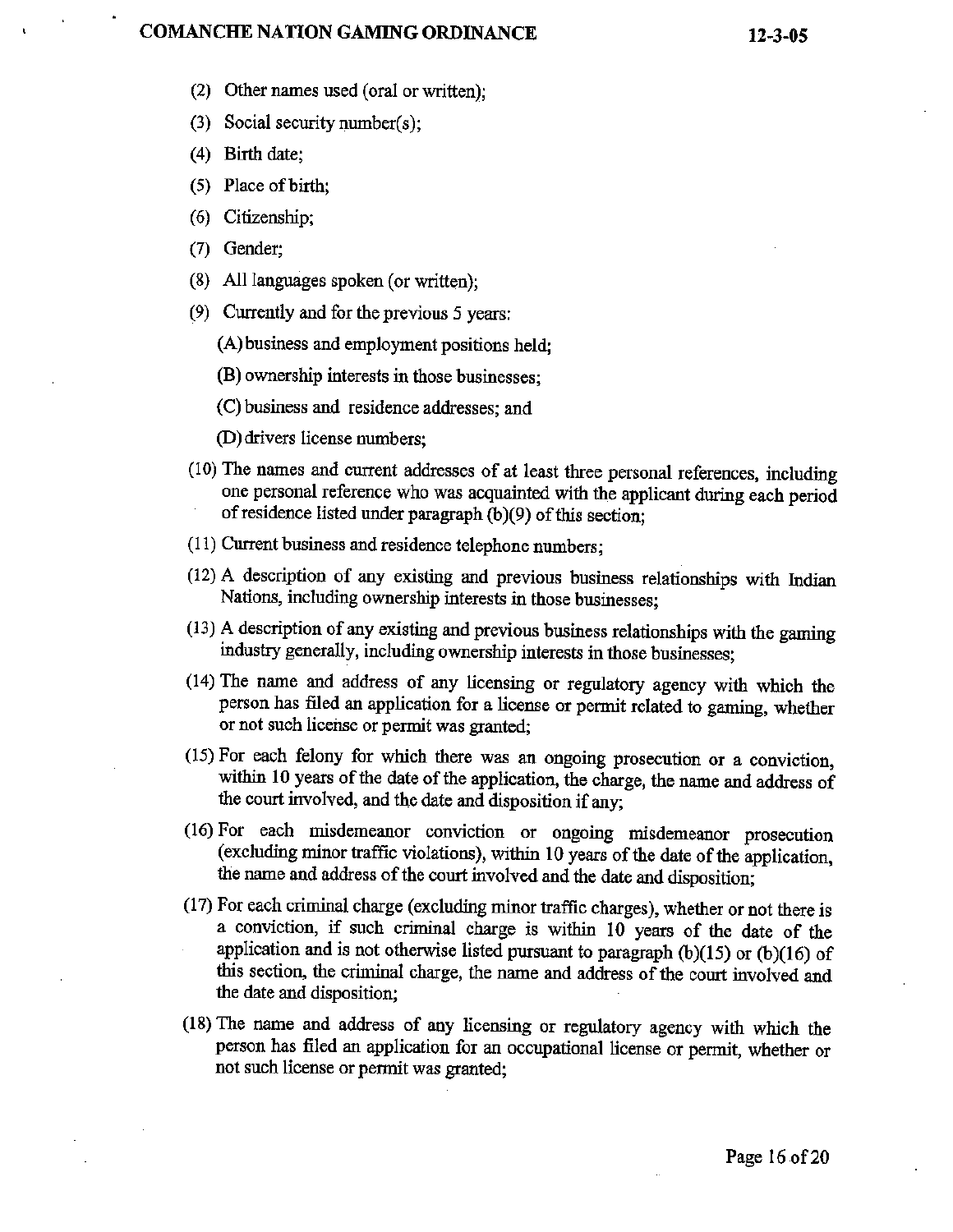(2) Other names used (oral or written);

(3) Social security number(s);

(4) Birth date;

(5) Place of birth;

(6) Citizenship;

(7) Gender;

(8) All languages spoken (or written);

(9) Currently and for the previous 5 years:

  (A) business and employment positions held;

  (B) ownership interests in those businesses;

  (C) business and residence addresses; and

  (D) drivers license numbers;

(10) The names and current addresses of at least three personal references, including one personal reference who was acquainted with the applicant during each period of residence listed under paragraph (b)(9) of this section;

(11) Current business and residence telephone numbers;

(12) A description of any existing and previous business relationships with Indian Nations, including ownership interests in those businesses;

(13) A description of any existing and previous business relationships with the gaming industry generally, including ownership interests in those businesses;

(14) The name and address of any licensing or regulatory agency with which the person has filed an application for a license or permit related to gaming, whether or not such license or permit was granted;

(15) For each felony for which there was an ongoing prosecution or a conviction, within 10 years of the date of the application, the charge, the name and address of the court involved, and the date and disposition if any;

(16) For each misdemeanor conviction or ongoing misdemeanor prosecution (excluding minor traffic violations), within 10 years of the date of the application, the name and address of the court involved and the date and disposition;

(17) For each criminal charge (excluding minor traffic charges), whether or not there is a conviction, if such criminal charge is within 10 years of the date of the application and is not otherwise listed pursuant to paragraph (b)(15) or (b)(16) of this section, the criminal charge, the name and address of the court involved and the date and disposition;

(18) The name and address of any licensing or regulatory agency with which the person has filed an application for an occupational license or permit, whether or not such license or permit was granted;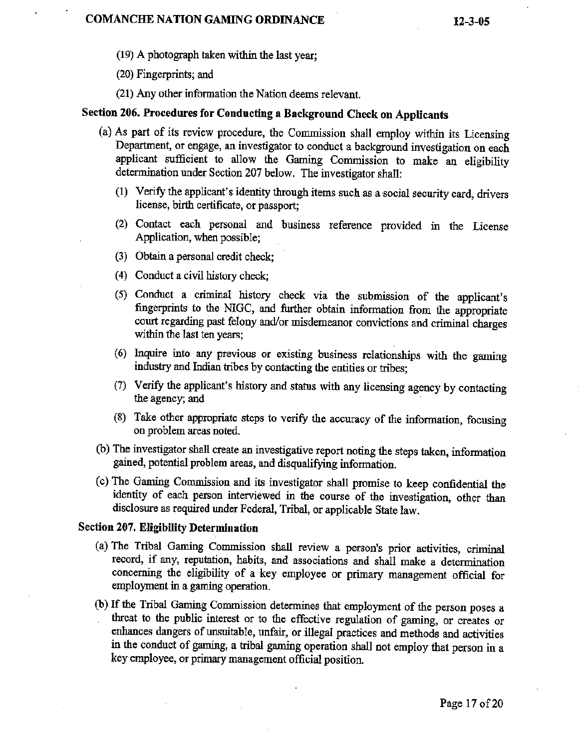(19) A photograph taken within the last year;

(20) Fingerprints; and

(21) Any other information the Nation deems relevant.

## Section 206. Procedures for Conducting a Background Check on Applicants

(a) As part of its review procedure, the Commission shall employ within its Licensing Department, or engage, an investigator to conduct a background investigation on each applicant sufficient to allow the Gaming Commission to make an eligibility determination under Section 207 below. The investigator shall:

(1) Verify the applicant's identity through items such as a social security card, drivers license, birth certificate, or passport;

(2) Contact each personal and business reference provided in the License Application, when possible;

(3) Obtain a personal credit check;

(4) Conduct a civil history check;

(5) Conduct a criminal history check via the submission of the applicant's fingerprints to the NIGC, and further obtain information from the appropriate court regarding past felony and/or misdemeanor convictions and criminal charges within the last ten years;

(6) Inquire into any previous or existing business relationships with the gaming industry and Indian tribes by contacting the entities or tribes;

(7) Verify the applicant's history and status with any licensing agency by contacting the agency; and

(8) Take other appropriate steps to verify the accuracy of the information, focusing on problem areas noted.

(b) The investigator shall create an investigative report noting the steps taken, information gained, potential problem areas, and disqualifying information.

(c) The Gaming Commission and its investigator shall promise to keep confidential the identity of each person interviewed in the course of the investigation, other than disclosure as required under Federal, Tribal, or applicable State law.

## Section 207. Eligibility Determination

(a) The Tribal Gaming Commission shall review a person's prior activities, criminal record, if any, reputation, habits, and associations and shall make a determination concerning the eligibility of a key employee or primary management official for employment in a gaming operation.

(b) If the Tribal Gaming Commission determines that employment of the person poses a threat to the public interest or to the effective regulation of gaming, or creates or enhances dangers of unsuitable, unfair, or illegal practices and methods and activities in the conduct of gaming, a tribal gaming operation shall not employ that person in a key employee, or primary management official position.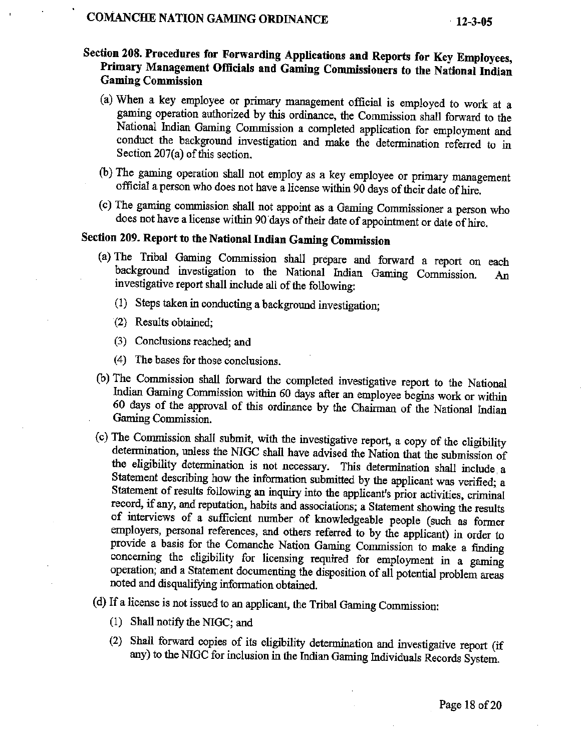### Section 208. Procedures for Forwarding Applications and Reports for Key Employees, Primary Management Officials and Gaming Commissioners to the National Indian Gaming Commission

(a) When a key employee or primary management official is employed to work at a gaming operation authorized by this ordinance, the Commission shall forward to the National Indian Gaming Commission a completed application for employment and conduct the background investigation and make the determination referred to in Section 207(a) of this section.

(b) The gaming operation shall not employ as a key employee or primary management official a person who does not have a license within 90 days of their date of hire.

(c) The gaming commission shall not appoint as a Gaming Commissioner a person who does not have a license within 90 days of their date of appointment or date of hire.

### Section 209. Report to the National Indian Gaming Commission

(a) The Tribal Gaming Commission shall prepare and forward a report on each background investigation to the National Indian Gaming Commission. An investigative report shall include all of the following:

(1) Steps taken in conducting a background investigation;

(2) Results obtained;

(3) Conclusions reached; and

(4) The bases for those conclusions.

(b) The Commission shall forward the completed investigative report to the National Indian Gaming Commission within 60 days after an employee begins work or within 60 days of the approval of this ordinance by the Chairman of the National Indian Gaming Commission.

(c) The Commission shall submit, with the investigative report, a copy of the eligibility determination, unless the NIGC shall have advised the Nation that the submission of the eligibility determination is not necessary. This determination shall include a Statement describing how the information submitted by the applicant was verified; a Statement of results following an inquiry into the applicant's prior activities, criminal record, if any, and reputation, habits and associations; a Statement showing the results of interviews of a sufficient number of knowledgeable people (such as former employers, personal references, and others referred to by the applicant) in order to provide a basis for the Comanche Nation Gaming Commission to make a finding concerning the eligibility for licensing required for employment in a gaming operation; and a Statement documenting the disposition of all potential problem areas noted and disqualifying information obtained.

(d) If a license is not issued to an applicant, the Tribal Gaming Commission:

(1) Shall notify the NIGC; and

(2) Shall forward copies of its eligibility determination and investigative report (if any) to the NIGC for inclusion in the Indian Gaming Individuals Records System.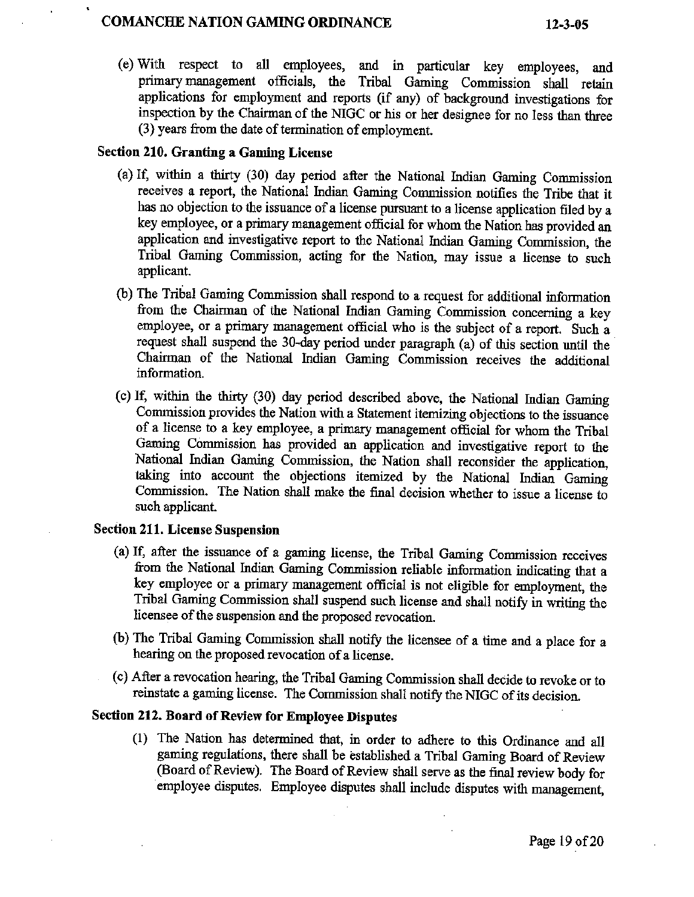(e) With respect to all employees, and in particular key employees, and primary management officials, the Tribal Gaming Commission shall retain applications for employment and reports (if any) of background investigations for inspection by the Chairman of the NIGC or his or her designee for no less than three (3) years from the date of termination of employment.

**Section 210. Granting a Gaming License**

(a) If, within a thirty (30) day period after the National Indian Gaming Commission receives a report, the National Indian Gaming Commission notifies the Tribe that it has no objection to the issuance of a license pursuant to a license application filed by a key employee, or a primary management official for whom the Nation has provided an application and investigative report to the National Indian Gaming Commission, the Tribal Gaming Commission, acting for the Nation, may issue a license to such applicant.

(b) The Tribal Gaming Commission shall respond to a request for additional information from the Chairman of the National Indian Gaming Commission concerning a key employee, or a primary management official who is the subject of a report. Such a request shall suspend the 30-day period under paragraph (a) of this section until the Chairman of the National Indian Gaming Commission receives the additional information.

(c) If, within the thirty (30) day period described above, the National Indian Gaming Commission provides the Nation with a Statement itemizing objections to the issuance of a license to a key employee, a primary management official for whom the Tribal Gaming Commission has provided an application and investigative report to the National Indian Gaming Commission, the Nation shall reconsider the application, taking into account the objections itemized by the National Indian Gaming Commission. The Nation shall make the final decision whether to issue a license to such applicant.

**Section 211. License Suspension**

(a) If, after the issuance of a gaming license, the Tribal Gaming Commission receives from the National Indian Gaming Commission reliable information indicating that a key employee or a primary management official is not eligible for employment, the Tribal Gaming Commission shall suspend such license and shall notify in writing the licensee of the suspension and the proposed revocation.

(b) The Tribal Gaming Commission shall notify the licensee of a time and a place for a hearing on the proposed revocation of a license.

(c) After a revocation hearing, the Tribal Gaming Commission shall decide to revoke or to reinstate a gaming license. The Commission shall notify the NIGC of its decision.

**Section 212. Board of Review for Employee Disputes**

(1) The Nation has determined that, in order to adhere to this Ordinance and all gaming regulations, there shall be established a Tribal Gaming Board of Review (Board of Review). The Board of Review shall serve as the final review body for employee disputes. Employee disputes shall include disputes with management,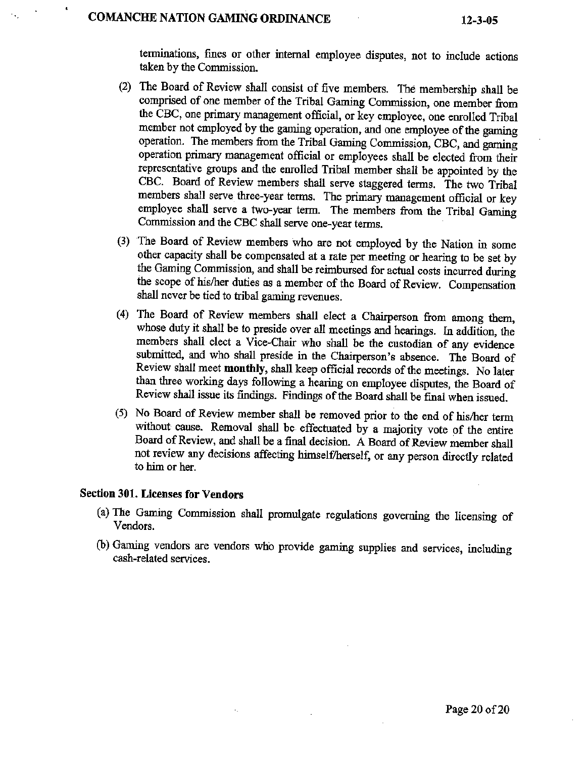terminations, fines or other internal employee disputes, not to include actions taken by the Commission.

(2) The Board of Review shall consist of five members. The membership shall be comprised of one member of the Tribal Gaming Commission, one member from the CBC, one primary management official, or key employee, one enrolled Tribal member not employed by the gaming operation, and one employee of the gaming operation. The members from the Tribal Gaming Commission, CBC, and gaming operation primary management official or employees shall be elected from their representative groups and the enrolled Tribal member shall be appointed by the CBC. Board of Review members shall serve staggered terms. The two Tribal members shall serve three-year terms. The primary management official or key employee shall serve a two-year term. The members from the Tribal Gaming Commission and the CBC shall serve one-year terms.

(3) The Board of Review members who are not employed by the Nation in some other capacity shall be compensated at a rate per meeting or hearing to be set by the Gaming Commission, and shall be reimbursed for actual costs incurred during the scope of his/her duties as a member of the Board of Review. Compensation shall never be tied to tribal gaming revenues.

(4) The Board of Review members shall elect a Chairperson from among them, whose duty it shall be to preside over all meetings and hearings. In addition, the members shall elect a Vice-Chair who shall be the custodian of any evidence submitted, and who shall preside in the Chairperson's absence. The Board of Review shall meet **monthly**, shall keep official records of the meetings. No later than three working days following a hearing on employee disputes, the Board of Review shall issue its findings. Findings of the Board shall be final when issued.

(5) No Board of Review member shall be removed prior to the end of his/her term without cause. Removal shall be effectuated by a majority vote of the entire Board of Review, and shall be a final decision. A Board of Review member shall not review any decisions affecting himself/herself, or any person directly related to him or her.

### Section 301. Licenses for Vendors

(a) The Gaming Commission shall promulgate regulations governing the licensing of Vendors.

(b) Gaming vendors are vendors who provide gaming supplies and services, including cash-related services.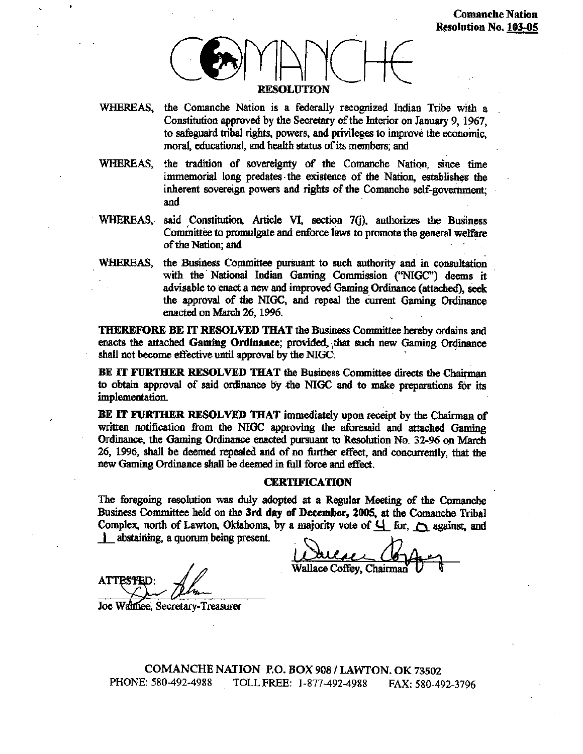**Comanche Nation**
**Resolution No. 103-05**

COMANCHE

## RESOLUTION

WHEREAS, the Comanche Nation is a federally recognized Indian Tribe with a Constitution approved by the Secretary of the Interior on January 9, 1967, to safeguard tribal rights, powers, and privileges to improve the economic, moral, educational, and health status of its members; and

WHEREAS, the tradition of sovereignty of the Comanche Nation, since time immemorial long predates the existence of the Nation, establishes the inherent sovereign powers and rights of the Comanche self-government; and

WHEREAS, said Constitution, Article VI, section 7(j), authorizes the Business Committee to promulgate and enforce laws to promote the general welfare of the Nation; and

WHEREAS, the Business Committee pursuant to such authority and in consultation with the National Indian Gaming Commission ("NIGC") deems it advisable to enact a new and improved Gaming Ordinance (attached), seek the approval of the NIGC, and repeal the current Gaming Ordinance enacted on March 26, 1996.

**THEREFORE BE IT RESOLVED THAT** the Business Committee hereby ordains and enacts the attached **Gaming Ordinance**; provided, that such new Gaming Ordinance shall not become effective until approval by the NIGC.

**BE IT FURTHER RESOLVED THAT** the Business Committee directs the Chairman to obtain approval of said ordinance by the NIGC and to make preparations for its implementation.

**BE IT FURTHER RESOLVED THAT** immediately upon receipt by the Chairman of written notification from the NIGC approving the aforesaid and attached Gaming Ordinance, the Gaming Ordinance enacted pursuant to Resolution No. 32-96 on March 26, 1996, shall be deemed repealed and of no further effect, and concurrently, that the new Gaming Ordinance shall be deemed in full force and effect.

## CERTIFICATION

The foregoing resolution was duly adopted at a Regular Meeting of the Comanche Business Committee held on the **3rd day of December, 2005**, at the Comanche Tribal Complex, north of Lawton, Oklahoma, by a majority vote of 4 for, 0 against, and 1 abstaining, a quorum being present.

Wallace Coffey, Chairman

ATTESTED:

Joe Wahnee, Secretary-Treasurer

COMANCHE NATION P.O. BOX 908 / LAWTON. OK 73502
PHONE: 580-492-4988 TOLL FREE: 1-877-492-4988 FAX: 580-492-3796